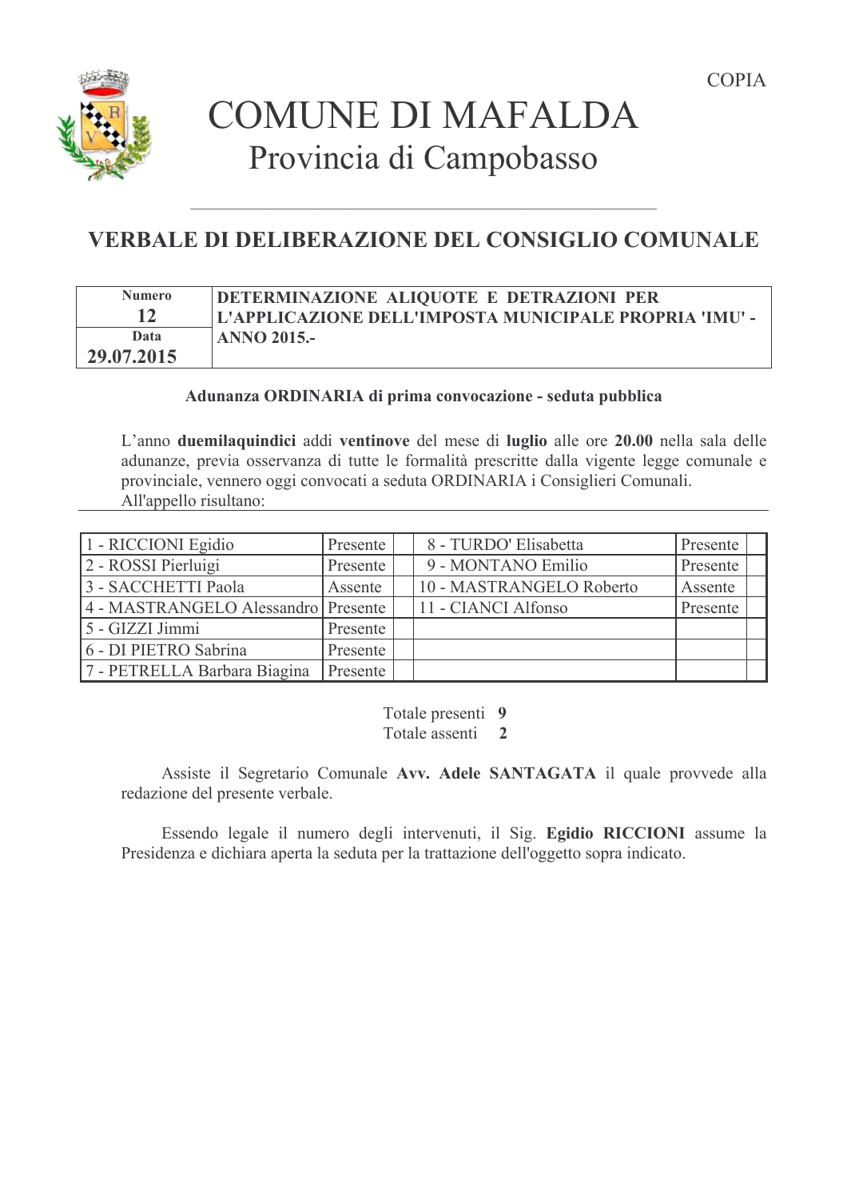COPIA

# COMUNE DI MAFALDA

## Provincia di Campobasso

## VERBALE DI DELIBERAZIONE DEL CONSIGLIO COMUNALE

| Numero **12** | **DETERMINAZIONE ALIQUOTE E DETRAZIONI PER L'APPLICAZIONE DELL'IMPOSTA MUNICIPALE PROPRIA 'IMU' - ANNO 2015.-** |
|---|---|
| Data **29.07.2015** | |

**Adunanza ORDINARIA di prima convocazione - seduta pubblica**

L'anno **duemilaquindici** addì **ventinove** del mese di **luglio** alle ore **20.00** nella sala delle adunanze, previa osservanza di tutte le formalità prescritte dalla vigente legge comunale e provinciale, vennero oggi convocati a seduta ORDINARIA i Consiglieri Comunali.
All'appello risultano:

| | | | | | |
|---|---|---|---|---|---|
| 1 - RICCIONI Egidio | Presente | | 8 - TURDO' Elisabetta | Presente | |
| 2 - ROSSI Pierluigi | Presente | | 9 - MONTANO Emilio | Presente | |
| 3 - SACCHETTI Paola | Assente | | 10 - MASTRANGELO Roberto | Assente | |
| 4 - MASTRANGELO Alessandro | Presente | | 11 - CIANCI Alfonso | Presente | |
| 5 - GIZZI Jimmi | Presente | | | | |
| 6 - DI PIETRO Sabrina | Presente | | | | |
| 7 - PETRELLA Barbara Biagina | Presente | | | | |

Totale presenti **9**
Totale assenti **2**

Assiste il Segretario Comunale **Avv. Adele SANTAGATA** il quale provvede alla redazione del presente verbale.

Essendo legale il numero degli intervenuti, il Sig. **Egidio RICCIONI** assume la Presidenza e dichiara aperta la seduta per la trattazione dell'oggetto sopra indicato.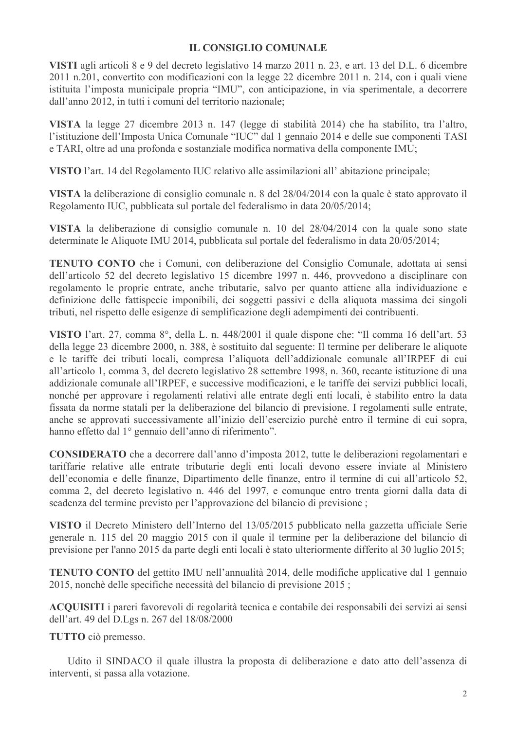# IL CONSIGLIO COMUNALE

**VISTI** agli articoli 8 e 9 del decreto legislativo 14 marzo 2011 n. 23, e art. 13 del D.L. 6 dicembre 2011 n.201, convertito con modificazioni con la legge 22 dicembre 2011 n. 214, con i quali viene istituita l'imposta municipale propria "IMU", con anticipazione, in via sperimentale, a decorrere dall'anno 2012, in tutti i comuni del territorio nazionale;

**VISTA** la legge 27 dicembre 2013 n. 147 (legge di stabilità 2014) che ha stabilito, tra l'altro, l'istituzione dell'Imposta Unica Comunale "IUC" dal 1 gennaio 2014 e delle sue componenti TASI e TARI, oltre ad una profonda e sostanziale modifica normativa della componente IMU;

**VISTO** l'art. 14 del Regolamento IUC relativo alle assimilazioni all' abitazione principale;

**VISTA** la deliberazione di consiglio comunale n. 8 del 28/04/2014 con la quale è stato approvato il Regolamento IUC, pubblicata sul portale del federalismo in data 20/05/2014;

**VISTA** la deliberazione di consiglio comunale n. 10 del 28/04/2014 con la quale sono state determinate le Aliquote IMU 2014, pubblicata sul portale del federalismo in data 20/05/2014;

**TENUTO CONTO** che i Comuni, con deliberazione del Consiglio Comunale, adottata ai sensi dell'articolo 52 del decreto legislativo 15 dicembre 1997 n. 446, provvedono a disciplinare con regolamento le proprie entrate, anche tributarie, salvo per quanto attiene alla individuazione e definizione delle fattispecie imponibili, dei soggetti passivi e della aliquota massima dei singoli tributi, nel rispetto delle esigenze di semplificazione degli adempimenti dei contribuenti.

**VISTO** l'art. 27, comma 8°, della L. n. 448/2001 il quale dispone che: "Il comma 16 dell'art. 53 della legge 23 dicembre 2000, n. 388, è sostituito dal seguente: Il termine per deliberare le aliquote e le tariffe dei tributi locali, compresa l'aliquota dell'addizionale comunale all'IRPEF di cui all'articolo 1, comma 3, del decreto legislativo 28 settembre 1998, n. 360, recante istituzione di una addizionale comunale all'IRPEF, e successive modificazioni, e le tariffe dei servizi pubblici locali, nonché per approvare i regolamenti relativi alle entrate degli enti locali, è stabilito entro la data fissata da norme statali per la deliberazione del bilancio di previsione. I regolamenti sulle entrate, anche se approvati successivamente all'inizio dell'esercizio purchè entro il termine di cui sopra, hanno effetto dal 1° gennaio dell'anno di riferimento".

**CONSIDERATO** che a decorrere dall'anno d'imposta 2012, tutte le deliberazioni regolamentari e tariffarie relative alle entrate tributarie degli enti locali devono essere inviate al Ministero dell'economia e delle finanze, Dipartimento delle finanze, entro il termine di cui all'articolo 52, comma 2, del decreto legislativo n. 446 del 1997, e comunque entro trenta giorni dalla data di scadenza del termine previsto per l'approvazione del bilancio di previsione ;

**VISTO** il Decreto Ministero dell'Interno del 13/05/2015 pubblicato nella gazzetta ufficiale Serie generale n. 115 del 20 maggio 2015 con il quale il termine per la deliberazione del bilancio di previsione per l'anno 2015 da parte degli enti locali è stato ulteriormente differito al 30 luglio 2015;

**TENUTO CONTO** del gettito IMU nell'annualità 2014, delle modifiche applicative dal 1 gennaio 2015, nonchè delle specifiche necessità del bilancio di previsione 2015 ;

**ACQUISITI** i pareri favorevoli di regolarità tecnica e contabile dei responsabili dei servizi ai sensi dell'art. 49 del D.Lgs n. 267 del 18/08/2000

**TUTTO** ciò premesso.

Udito il SINDACO il quale illustra la proposta di deliberazione e dato atto dell'assenza di interventi, si passa alla votazione.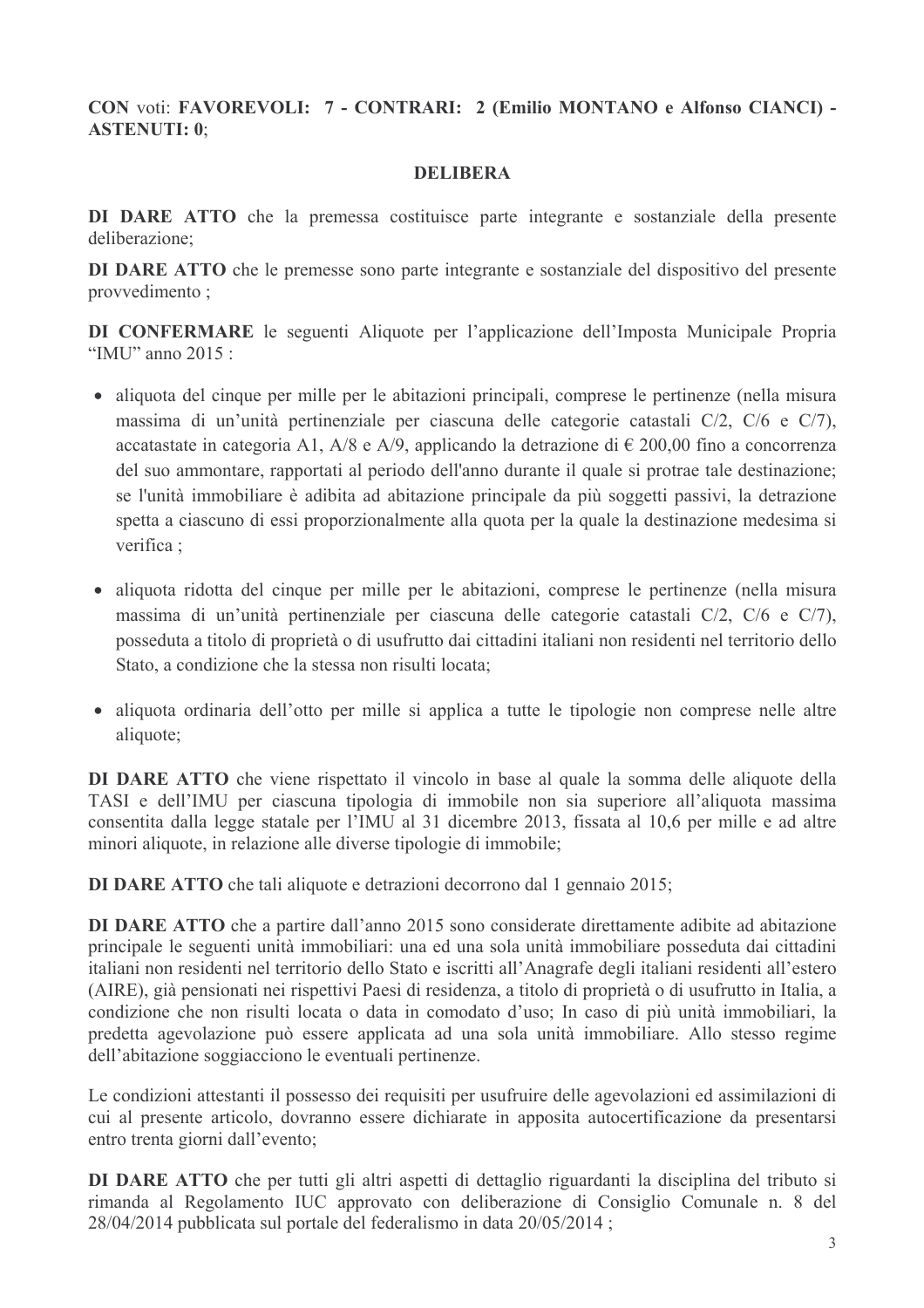**CON** voti: **FAVOREVOLI: 7 - CONTRARI: 2 (Emilio MONTANO e Alfonso CIANCI) - ASTENUTI: 0**;

**DELIBERA**

**DI DARE ATTO** che la premessa costituisce parte integrante e sostanziale della presente deliberazione;

**DI DARE ATTO** che le premesse sono parte integrante e sostanziale del dispositivo del presente provvedimento ;

**DI CONFERMARE** le seguenti Aliquote per l'applicazione dell'Imposta Municipale Propria "IMU" anno 2015 :

- aliquota del cinque per mille per le abitazioni principali, comprese le pertinenze (nella misura massima di un'unità pertinenziale per ciascuna delle categorie catastali C/2, C/6 e C/7), accatastate in categoria A1, A/8 e A/9, applicando la detrazione di € 200,00 fino a concorrenza del suo ammontare, rapportati al periodo dell'anno durante il quale si protrae tale destinazione; se l'unità immobiliare è adibita ad abitazione principale da più soggetti passivi, la detrazione spetta a ciascuno di essi proporzionalmente alla quota per la quale la destinazione medesima si verifica ;

- aliquota ridotta del cinque per mille per le abitazioni, comprese le pertinenze (nella misura massima di un'unità pertinenziale per ciascuna delle categorie catastali C/2, C/6 e C/7), posseduta a titolo di proprietà o di usufrutto dai cittadini italiani non residenti nel territorio dello Stato, a condizione che la stessa non risulti locata;

- aliquota ordinaria dell'otto per mille si applica a tutte le tipologie non comprese nelle altre aliquote;

**DI DARE ATTO** che viene rispettato il vincolo in base al quale la somma delle aliquote della TASI e dell'IMU per ciascuna tipologia di immobile non sia superiore all'aliquota massima consentita dalla legge statale per l'IMU al 31 dicembre 2013, fissata al 10,6 per mille e ad altre minori aliquote, in relazione alle diverse tipologie di immobile;

**DI DARE ATTO** che tali aliquote e detrazioni decorrono dal 1 gennaio 2015;

**DI DARE ATTO** che a partire dall'anno 2015 sono considerate direttamente adibite ad abitazione principale le seguenti unità immobiliari: una ed una sola unità immobiliare posseduta dai cittadini italiani non residenti nel territorio dello Stato e iscritti all'Anagrafe degli italiani residenti all'estero (AIRE), già pensionati nei rispettivi Paesi di residenza, a titolo di proprietà o di usufrutto in Italia, a condizione che non risulti locata o data in comodato d'uso; In caso di più unità immobiliari, la predetta agevolazione può essere applicata ad una sola unità immobiliare. Allo stesso regime dell'abitazione soggiacciono le eventuali pertinenze.

Le condizioni attestanti il possesso dei requisiti per usufruire delle agevolazioni ed assimilazioni di cui al presente articolo, dovranno essere dichiarate in apposita autocertificazione da presentarsi entro trenta giorni dall'evento;

**DI DARE ATTO** che per tutti gli altri aspetti di dettaglio riguardanti la disciplina del tributo si rimanda al Regolamento IUC approvato con deliberazione di Consiglio Comunale n. 8 del 28/04/2014 pubblicata sul portale del federalismo in data 20/05/2014 ;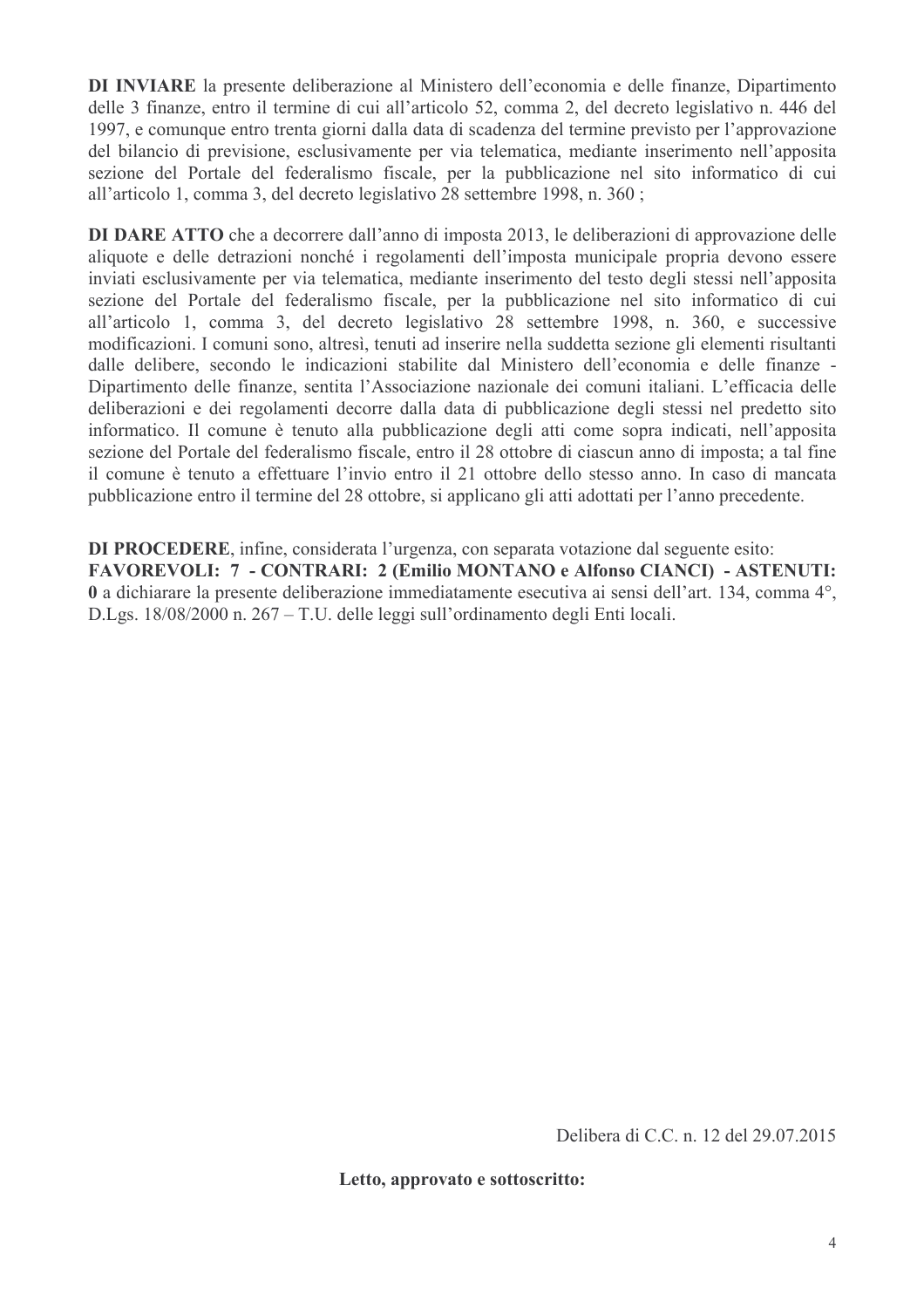**DI INVIARE** la presente deliberazione al Ministero dell'economia e delle finanze, Dipartimento delle 3 finanze, entro il termine di cui all'articolo 52, comma 2, del decreto legislativo n. 446 del 1997, e comunque entro trenta giorni dalla data di scadenza del termine previsto per l'approvazione del bilancio di previsione, esclusivamente per via telematica, mediante inserimento nell'apposita sezione del Portale del federalismo fiscale, per la pubblicazione nel sito informatico di cui all'articolo 1, comma 3, del decreto legislativo 28 settembre 1998, n. 360 ;

**DI DARE ATTO** che a decorrere dall'anno di imposta 2013, le deliberazioni di approvazione delle aliquote e delle detrazioni nonché i regolamenti dell'imposta municipale propria devono essere inviati esclusivamente per via telematica, mediante inserimento del testo degli stessi nell'apposita sezione del Portale del federalismo fiscale, per la pubblicazione nel sito informatico di cui all'articolo 1, comma 3, del decreto legislativo 28 settembre 1998, n. 360, e successive modificazioni. I comuni sono, altresì, tenuti ad inserire nella suddetta sezione gli elementi risultanti dalle delibere, secondo le indicazioni stabilite dal Ministero dell'economia e delle finanze - Dipartimento delle finanze, sentita l'Associazione nazionale dei comuni italiani. L'efficacia delle deliberazioni e dei regolamenti decorre dalla data di pubblicazione degli stessi nel predetto sito informatico. Il comune è tenuto alla pubblicazione degli atti come sopra indicati, nell'apposita sezione del Portale del federalismo fiscale, entro il 28 ottobre di ciascun anno di imposta; a tal fine il comune è tenuto a effettuare l'invio entro il 21 ottobre dello stesso anno. In caso di mancata pubblicazione entro il termine del 28 ottobre, si applicano gli atti adottati per l'anno precedente.

**DI PROCEDERE**, infine, considerata l'urgenza, con separata votazione dal seguente esito: **FAVOREVOLI: 7 - CONTRARI: 2 (Emilio MONTANO e Alfonso CIANCI) - ASTENUTI: 0** a dichiarare la presente deliberazione immediatamente esecutiva ai sensi dell'art. 134, comma 4°, D.Lgs. 18/08/2000 n. 267 – T.U. delle leggi sull'ordinamento degli Enti locali.

Delibera di C.C. n. 12 del 29.07.2015

**Letto, approvato e sottoscritto:**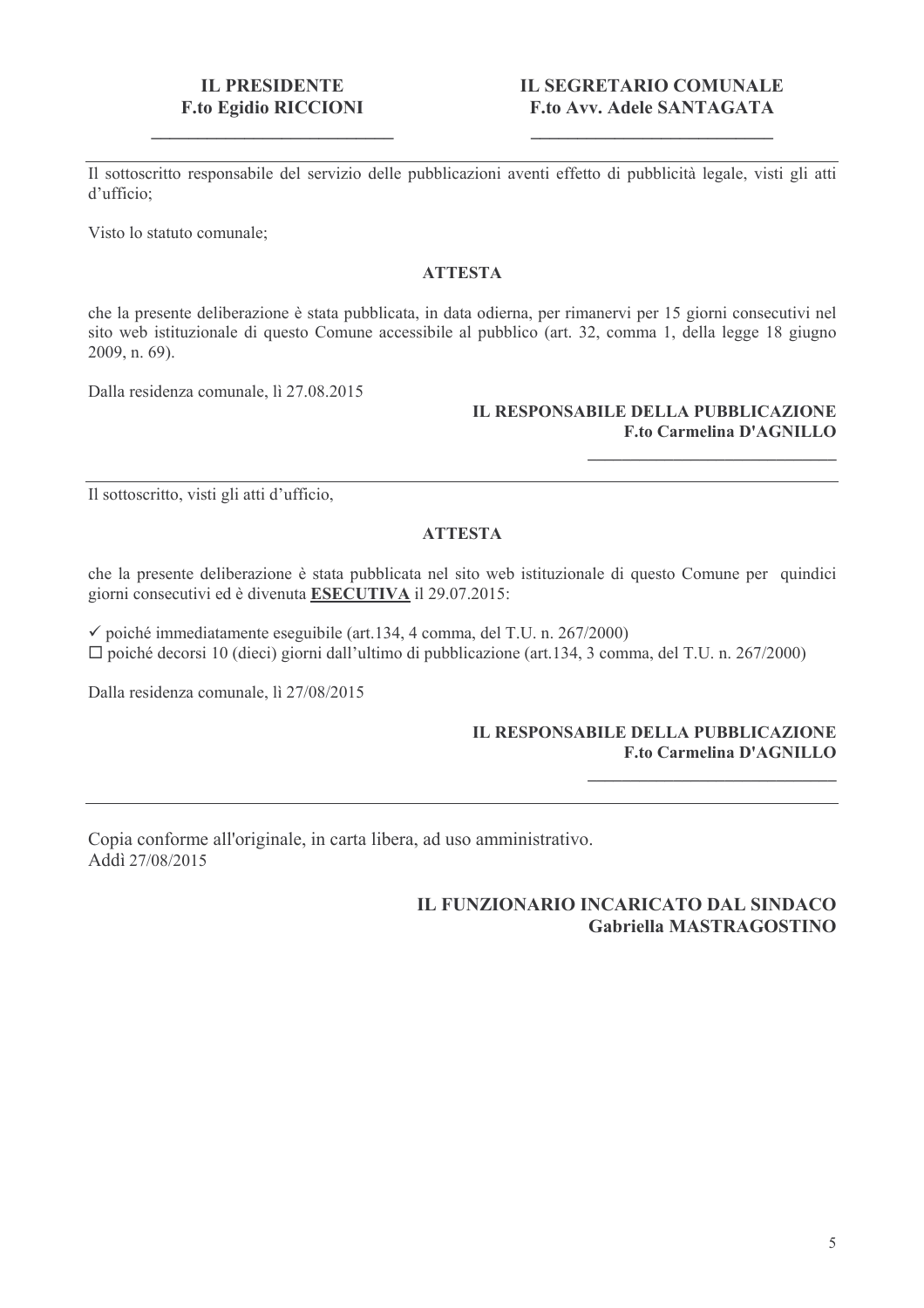**IL PRESIDENTE**
**F.to Egidio RICCIONI**

**IL SEGRETARIO COMUNALE**
**F.to Avv. Adele SANTAGATA**

---

Il sottoscritto responsabile del servizio delle pubblicazioni aventi effetto di pubblicità legale, visti gli atti d'ufficio;

Visto lo statuto comunale;

**ATTESTA**

che la presente deliberazione è stata pubblicata, in data odierna, per rimanervi per 15 giorni consecutivi nel sito web istituzionale di questo Comune accessibile al pubblico (art. 32, comma 1, della legge 18 giugno 2009, n. 69).

Dalla residenza comunale, lì 27.08.2015

**IL RESPONSABILE DELLA PUBBLICAZIONE**
**F.to Carmelina D'AGNILLO**

---

Il sottoscritto, visti gli atti d'ufficio,

**ATTESTA**

che la presente deliberazione è stata pubblicata nel sito web istituzionale di questo Comune per quindici giorni consecutivi ed è divenuta **ESECUTIVA** il 29.07.2015:

✓ poiché immediatamente eseguibile (art.134, 4 comma, del T.U. n. 267/2000)
☐ poiché decorsi 10 (dieci) giorni dall'ultimo di pubblicazione (art.134, 3 comma, del T.U. n. 267/2000)

Dalla residenza comunale, lì 27/08/2015

**IL RESPONSABILE DELLA PUBBLICAZIONE**
**F.to Carmelina D'AGNILLO**

---

Copia conforme all'originale, in carta libera, ad uso amministrativo.
Addì 27/08/2015

**IL FUNZIONARIO INCARICATO DAL SINDACO**
**Gabriella MASTRAGOSTINO**